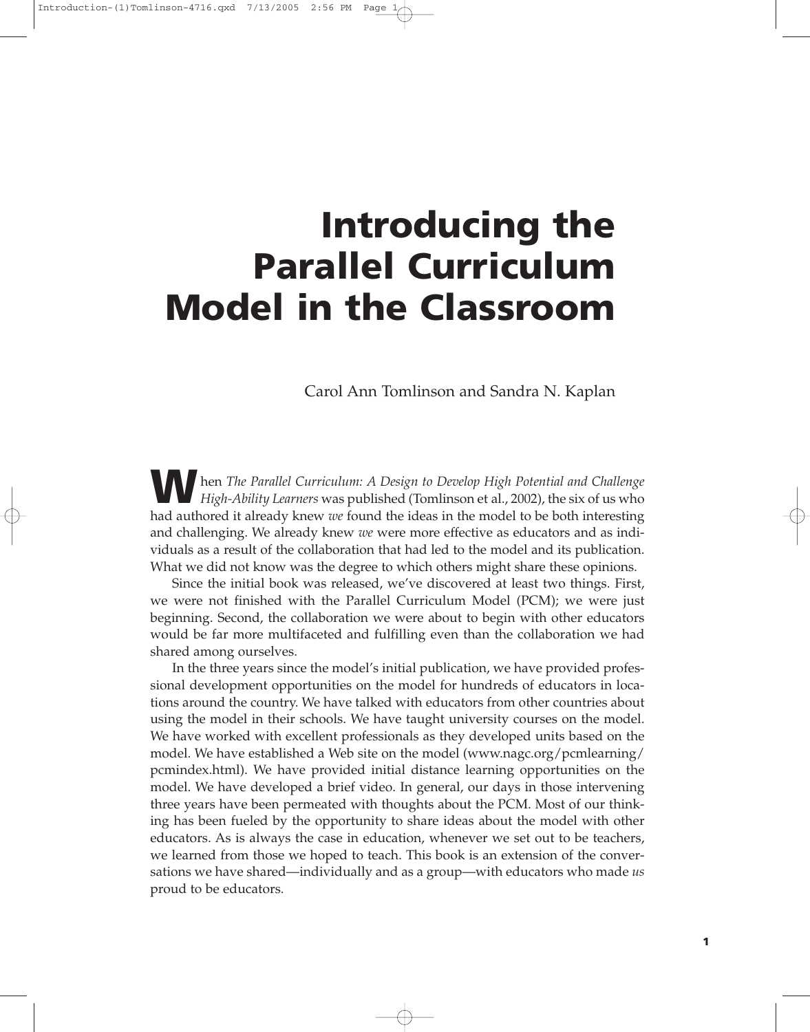# Introducing the Parallel Curriculum Model in the Classroom

Carol Ann Tomlinson and Sandra N. Kaplan

When *The Parallel Curriculum: A Design to Develop High Potential and Challenge High-Ability Learners* was published (Tomlinson et al., 2002), the six of us who had authored it already knew *we* found the ideas in the model to be both interesting and challenging. We already knew *we* were more effective as educators and as individuals as a result of the collaboration that had led to the model and its publication. What we did not know was the degree to which others might share these opinions.

Since the initial book was released, we've discovered at least two things. First, we were not finished with the Parallel Curriculum Model (PCM); we were just beginning. Second, the collaboration we were about to begin with other educators would be far more multifaceted and fulfilling even than the collaboration we had shared among ourselves.

In the three years since the model's initial publication, we have provided professional development opportunities on the model for hundreds of educators in locations around the country. We have talked with educators from other countries about using the model in their schools. We have taught university courses on the model. We have worked with excellent professionals as they developed units based on the model. We have established a Web site on the model (www.nagc.org/pcmlearning/pcmindex.html). We have provided initial distance learning opportunities on the model. We have developed a brief video. In general, our days in those intervening three years have been permeated with thoughts about the PCM. Most of our thinking has been fueled by the opportunity to share ideas about the model with other educators. As is always the case in education, whenever we set out to be teachers, we learned from those we hoped to teach. This book is an extension of the conversations we have shared—individually and as a group—with educators who made *us* proud to be educators.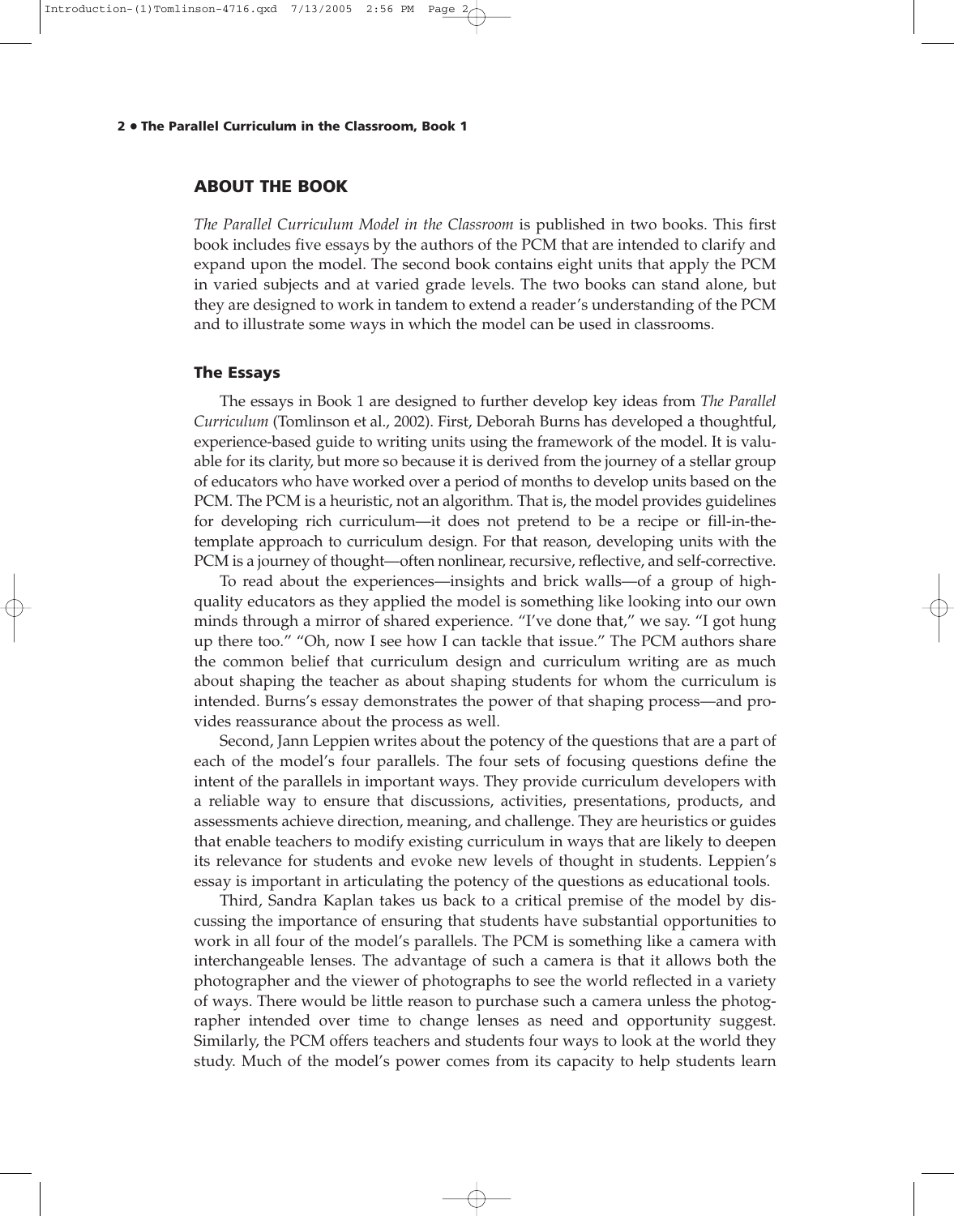## ABOUT THE BOOK

*The Parallel Curriculum Model in the Classroom* is published in two books. This first book includes five essays by the authors of the PCM that are intended to clarify and expand upon the model. The second book contains eight units that apply the PCM in varied subjects and at varied grade levels. The two books can stand alone, but they are designed to work in tandem to extend a reader's understanding of the PCM and to illustrate some ways in which the model can be used in classrooms.

### The Essays

The essays in Book 1 are designed to further develop key ideas from *The Parallel Curriculum* (Tomlinson et al., 2002). First, Deborah Burns has developed a thoughtful, experience-based guide to writing units using the framework of the model. It is valuable for its clarity, but more so because it is derived from the journey of a stellar group of educators who have worked over a period of months to develop units based on the PCM. The PCM is a heuristic, not an algorithm. That is, the model provides guidelines for developing rich curriculum—it does not pretend to be a recipe or fill-in-the-template approach to curriculum design. For that reason, developing units with the PCM is a journey of thought—often nonlinear, recursive, reflective, and self-corrective.

To read about the experiences—insights and brick walls—of a group of high-quality educators as they applied the model is something like looking into our own minds through a mirror of shared experience. "I've done that," we say. "I got hung up there too." "Oh, now I see how I can tackle that issue." The PCM authors share the common belief that curriculum design and curriculum writing are as much about shaping the teacher as about shaping students for whom the curriculum is intended. Burns's essay demonstrates the power of that shaping process—and provides reassurance about the process as well.

Second, Jann Leppien writes about the potency of the questions that are a part of each of the model's four parallels. The four sets of focusing questions define the intent of the parallels in important ways. They provide curriculum developers with a reliable way to ensure that discussions, activities, presentations, products, and assessments achieve direction, meaning, and challenge. They are heuristics or guides that enable teachers to modify existing curriculum in ways that are likely to deepen its relevance for students and evoke new levels of thought in students. Leppien's essay is important in articulating the potency of the questions as educational tools.

Third, Sandra Kaplan takes us back to a critical premise of the model by discussing the importance of ensuring that students have substantial opportunities to work in all four of the model's parallels. The PCM is something like a camera with interchangeable lenses. The advantage of such a camera is that it allows both the photographer and the viewer of photographs to see the world reflected in a variety of ways. There would be little reason to purchase such a camera unless the photographer intended over time to change lenses as need and opportunity suggest. Similarly, the PCM offers teachers and students four ways to look at the world they study. Much of the model's power comes from its capacity to help students learn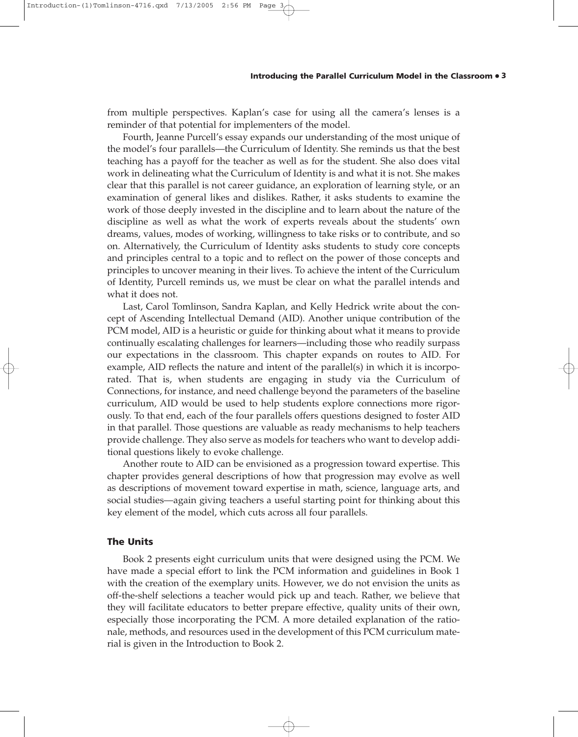from multiple perspectives. Kaplan's case for using all the camera's lenses is a reminder of that potential for implementers of the model.

Fourth, Jeanne Purcell's essay expands our understanding of the most unique of the model's four parallels—the Curriculum of Identity. She reminds us that the best teaching has a payoff for the teacher as well as for the student. She also does vital work in delineating what the Curriculum of Identity is and what it is not. She makes clear that this parallel is not career guidance, an exploration of learning style, or an examination of general likes and dislikes. Rather, it asks students to examine the work of those deeply invested in the discipline and to learn about the nature of the discipline as well as what the work of experts reveals about the students' own dreams, values, modes of working, willingness to take risks or to contribute, and so on. Alternatively, the Curriculum of Identity asks students to study core concepts and principles central to a topic and to reflect on the power of those concepts and principles to uncover meaning in their lives. To achieve the intent of the Curriculum of Identity, Purcell reminds us, we must be clear on what the parallel intends and what it does not.

Last, Carol Tomlinson, Sandra Kaplan, and Kelly Hedrick write about the concept of Ascending Intellectual Demand (AID). Another unique contribution of the PCM model, AID is a heuristic or guide for thinking about what it means to provide continually escalating challenges for learners—including those who readily surpass our expectations in the classroom. This chapter expands on routes to AID. For example, AID reflects the nature and intent of the parallel(s) in which it is incorporated. That is, when students are engaging in study via the Curriculum of Connections, for instance, and need challenge beyond the parameters of the baseline curriculum, AID would be used to help students explore connections more rigorously. To that end, each of the four parallels offers questions designed to foster AID in that parallel. Those questions are valuable as ready mechanisms to help teachers provide challenge. They also serve as models for teachers who want to develop additional questions likely to evoke challenge.

Another route to AID can be envisioned as a progression toward expertise. This chapter provides general descriptions of how that progression may evolve as well as descriptions of movement toward expertise in math, science, language arts, and social studies—again giving teachers a useful starting point for thinking about this key element of the model, which cuts across all four parallels.

### The Units

Book 2 presents eight curriculum units that were designed using the PCM. We have made a special effort to link the PCM information and guidelines in Book 1 with the creation of the exemplary units. However, we do not envision the units as off-the-shelf selections a teacher would pick up and teach. Rather, we believe that they will facilitate educators to better prepare effective, quality units of their own, especially those incorporating the PCM. A more detailed explanation of the rationale, methods, and resources used in the development of this PCM curriculum material is given in the Introduction to Book 2.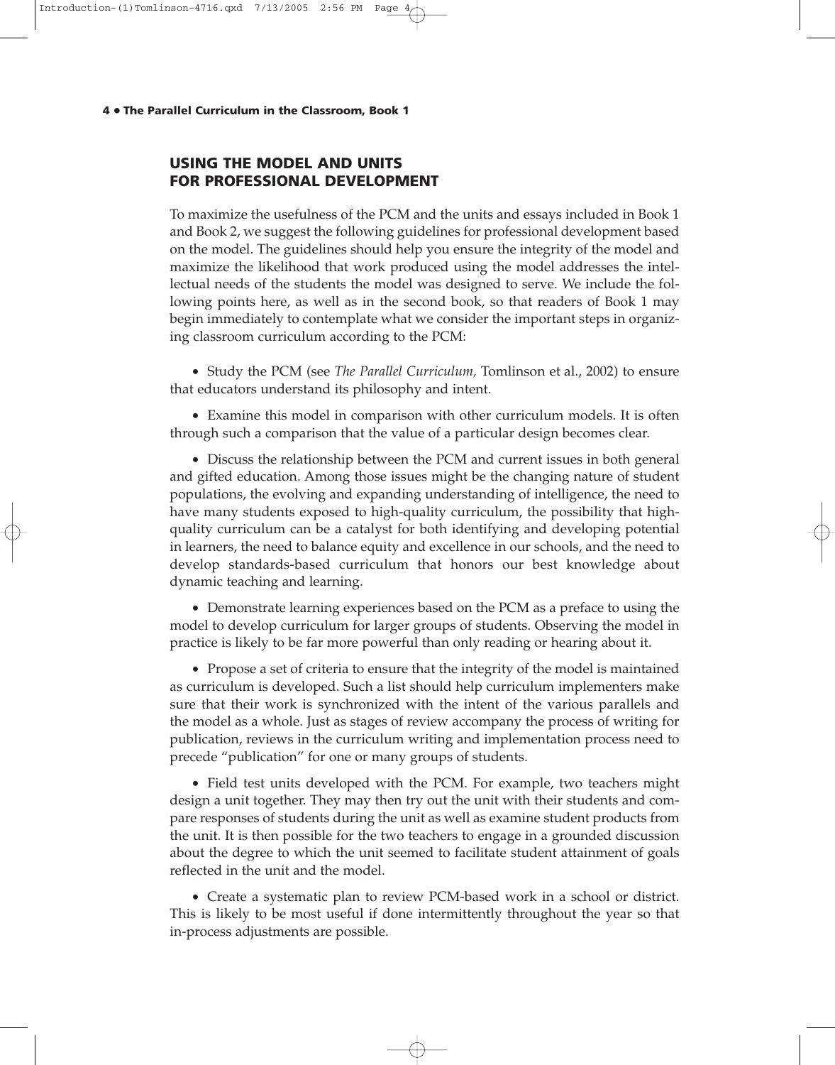## USING THE MODEL AND UNITS FOR PROFESSIONAL DEVELOPMENT

To maximize the usefulness of the PCM and the units and essays included in Book 1 and Book 2, we suggest the following guidelines for professional development based on the model. The guidelines should help you ensure the integrity of the model and maximize the likelihood that work produced using the model addresses the intellectual needs of the students the model was designed to serve. We include the following points here, as well as in the second book, so that readers of Book 1 may begin immediately to contemplate what we consider the important steps in organizing classroom curriculum according to the PCM:

- Study the PCM (see *The Parallel Curriculum,* Tomlinson et al., 2002) to ensure that educators understand its philosophy and intent.

- Examine this model in comparison with other curriculum models. It is often through such a comparison that the value of a particular design becomes clear.

- Discuss the relationship between the PCM and current issues in both general and gifted education. Among those issues might be the changing nature of student populations, the evolving and expanding understanding of intelligence, the need to have many students exposed to high-quality curriculum, the possibility that high-quality curriculum can be a catalyst for both identifying and developing potential in learners, the need to balance equity and excellence in our schools, and the need to develop standards-based curriculum that honors our best knowledge about dynamic teaching and learning.

- Demonstrate learning experiences based on the PCM as a preface to using the model to develop curriculum for larger groups of students. Observing the model in practice is likely to be far more powerful than only reading or hearing about it.

- Propose a set of criteria to ensure that the integrity of the model is maintained as curriculum is developed. Such a list should help curriculum implementers make sure that their work is synchronized with the intent of the various parallels and the model as a whole. Just as stages of review accompany the process of writing for publication, reviews in the curriculum writing and implementation process need to precede "publication" for one or many groups of students.

- Field test units developed with the PCM. For example, two teachers might design a unit together. They may then try out the unit with their students and compare responses of students during the unit as well as examine student products from the unit. It is then possible for the two teachers to engage in a grounded discussion about the degree to which the unit seemed to facilitate student attainment of goals reflected in the unit and the model.

- Create a systematic plan to review PCM-based work in a school or district. This is likely to be most useful if done intermittently throughout the year so that in-process adjustments are possible.